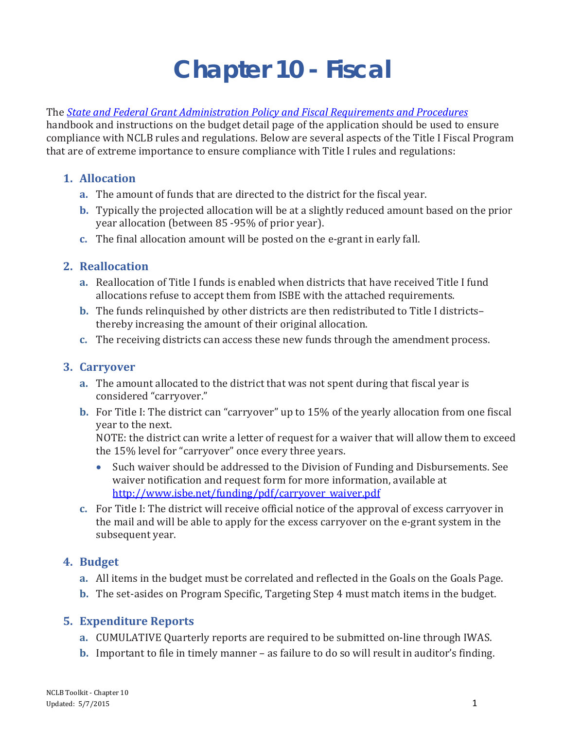# Chapter 10 - Fiscal

The *[State and Federal Grant Administration Policy and Fiscal Requirements and Procedures](#)* handbook and instructions on the budget detail page of the application should be used to ensure compliance with NCLB rules and regulations. Below are several aspects of the Title I Fiscal Program that are of extreme importance to ensure compliance with Title I rules and regulations:

## 1. Allocation

a. The amount of funds that are directed to the district for the fiscal year.

b. Typically the projected allocation will be at a slightly reduced amount based on the prior year allocation (between 85 -95% of prior year).

c. The final allocation amount will be posted on the e-grant in early fall.

## 2. Reallocation

a. Reallocation of Title I funds is enabled when districts that have received Title I fund allocations refuse to accept them from ISBE with the attached requirements.

b. The funds relinquished by other districts are then redistributed to Title I districts– thereby increasing the amount of their original allocation.

c. The receiving districts can access these new funds through the amendment process.

## 3. Carryover

a. The amount allocated to the district that was not spent during that fiscal year is considered "carryover."

b. For Title I: The district can "carryover" up to 15% of the yearly allocation from one fiscal year to the next.
NOTE: the district can write a letter of request for a waiver that will allow them to exceed the 15% level for "carryover" once every three years.
   - Such waiver should be addressed to the Division of Funding and Disbursements. See waiver notification and request form for more information, available at http://www.isbe.net/funding/pdf/carryover_waiver.pdf

c. For Title I: The district will receive official notice of the approval of excess carryover in the mail and will be able to apply for the excess carryover on the e-grant system in the subsequent year.

## 4. Budget

a. All items in the budget must be correlated and reflected in the Goals on the Goals Page.

b. The set-asides on Program Specific, Targeting Step 4 must match items in the budget.

## 5. Expenditure Reports

a. CUMULATIVE Quarterly reports are required to be submitted on-line through IWAS.

b. Important to file in timely manner – as failure to do so will result in auditor's finding.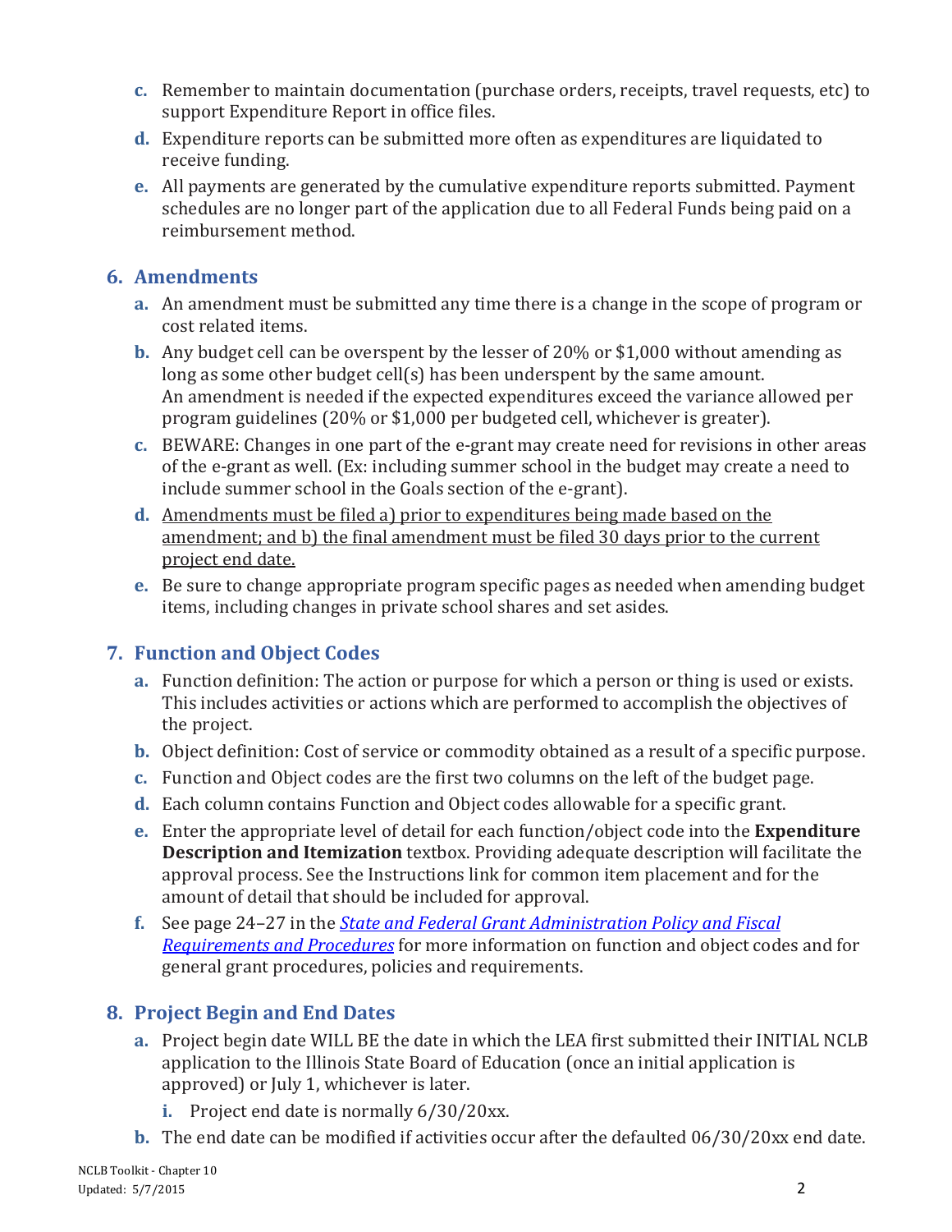c. Remember to maintain documentation (purchase orders, receipts, travel requests, etc) to support Expenditure Report in office files.

d. Expenditure reports can be submitted more often as expenditures are liquidated to receive funding.

e. All payments are generated by the cumulative expenditure reports submitted. Payment schedules are no longer part of the application due to all Federal Funds being paid on a reimbursement method.

## 6. Amendments

a. An amendment must be submitted any time there is a change in the scope of program or cost related items.

b. Any budget cell can be overspent by the lesser of 20% or $1,000 without amending as long as some other budget cell(s) has been underspent by the same amount. An amendment is needed if the expected expenditures exceed the variance allowed per program guidelines (20% or $1,000 per budgeted cell, whichever is greater).

c. BEWARE: Changes in one part of the e-grant may create need for revisions in other areas of the e-grant as well. (Ex: including summer school in the budget may create a need to include summer school in the Goals section of the e-grant).

d. <u>Amendments must be filed a) prior to expenditures being made based on the amendment; and b) the final amendment must be filed 30 days prior to the current project end date.</u>

e. Be sure to change appropriate program specific pages as needed when amending budget items, including changes in private school shares and set asides.

## 7. Function and Object Codes

a. Function definition: The action or purpose for which a person or thing is used or exists. This includes activities or actions which are performed to accomplish the objectives of the project.

b. Object definition: Cost of service or commodity obtained as a result of a specific purpose.

c. Function and Object codes are the first two columns on the left of the budget page.

d. Each column contains Function and Object codes allowable for a specific grant.

e. Enter the appropriate level of detail for each function/object code into the **Expenditure Description and Itemization** textbox. Providing adequate description will facilitate the approval process. See the Instructions link for common item placement and for the amount of detail that should be included for approval.

f. See page 24–27 in the *State and Federal Grant Administration Policy and Fiscal Requirements and Procedures* for more information on function and object codes and for general grant procedures, policies and requirements.

## 8. Project Begin and End Dates

a. Project begin date WILL BE the date in which the LEA first submitted their INITIAL NCLB application to the Illinois State Board of Education (once an initial application is approved) or July 1, whichever is later.

   i. Project end date is normally 6/30/20xx.

b. The end date can be modified if activities occur after the defaulted 06/30/20xx end date.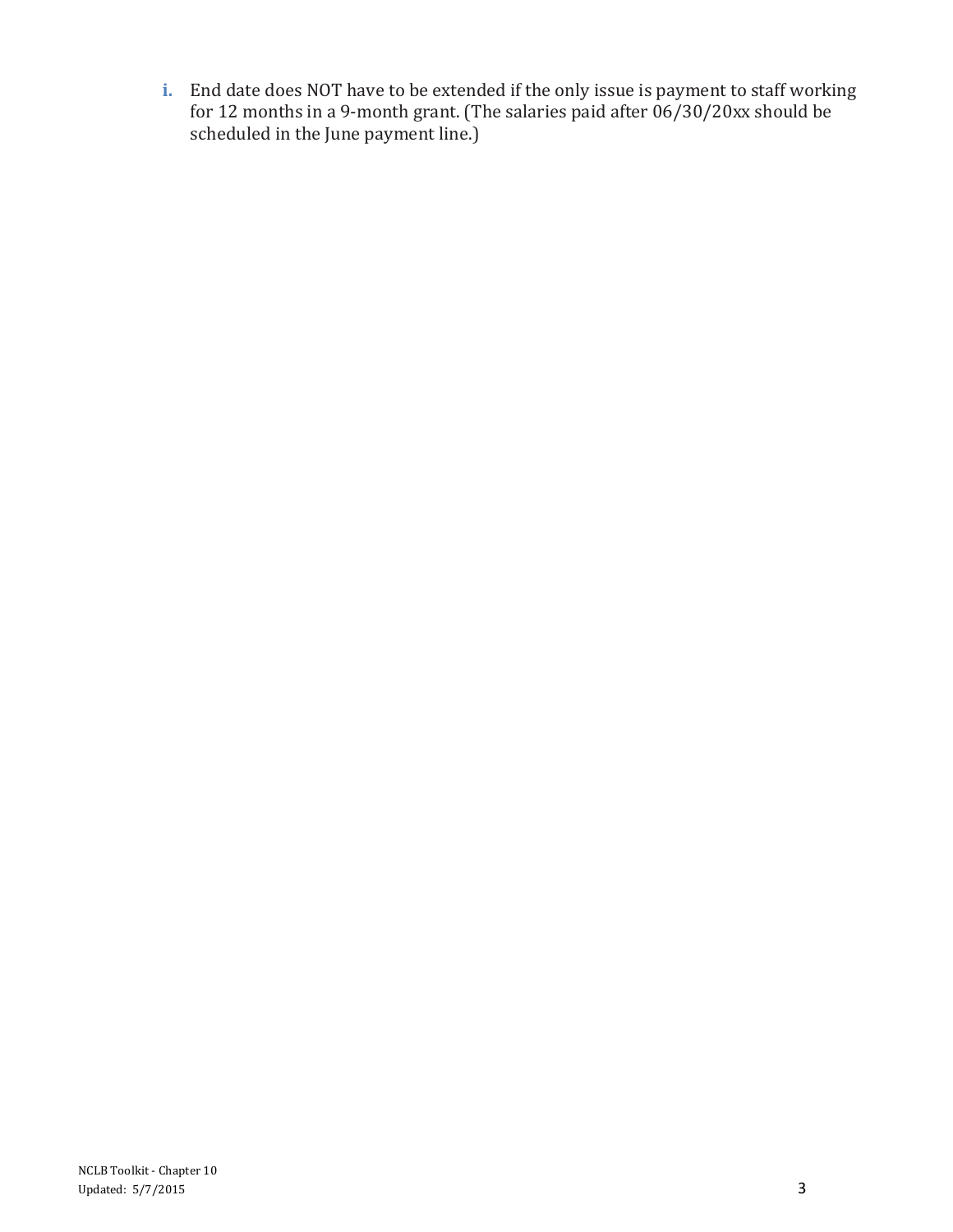i. End date does NOT have to be extended if the only issue is payment to staff working for 12 months in a 9-month grant. (The salaries paid after 06/30/20xx should be scheduled in the June payment line.)